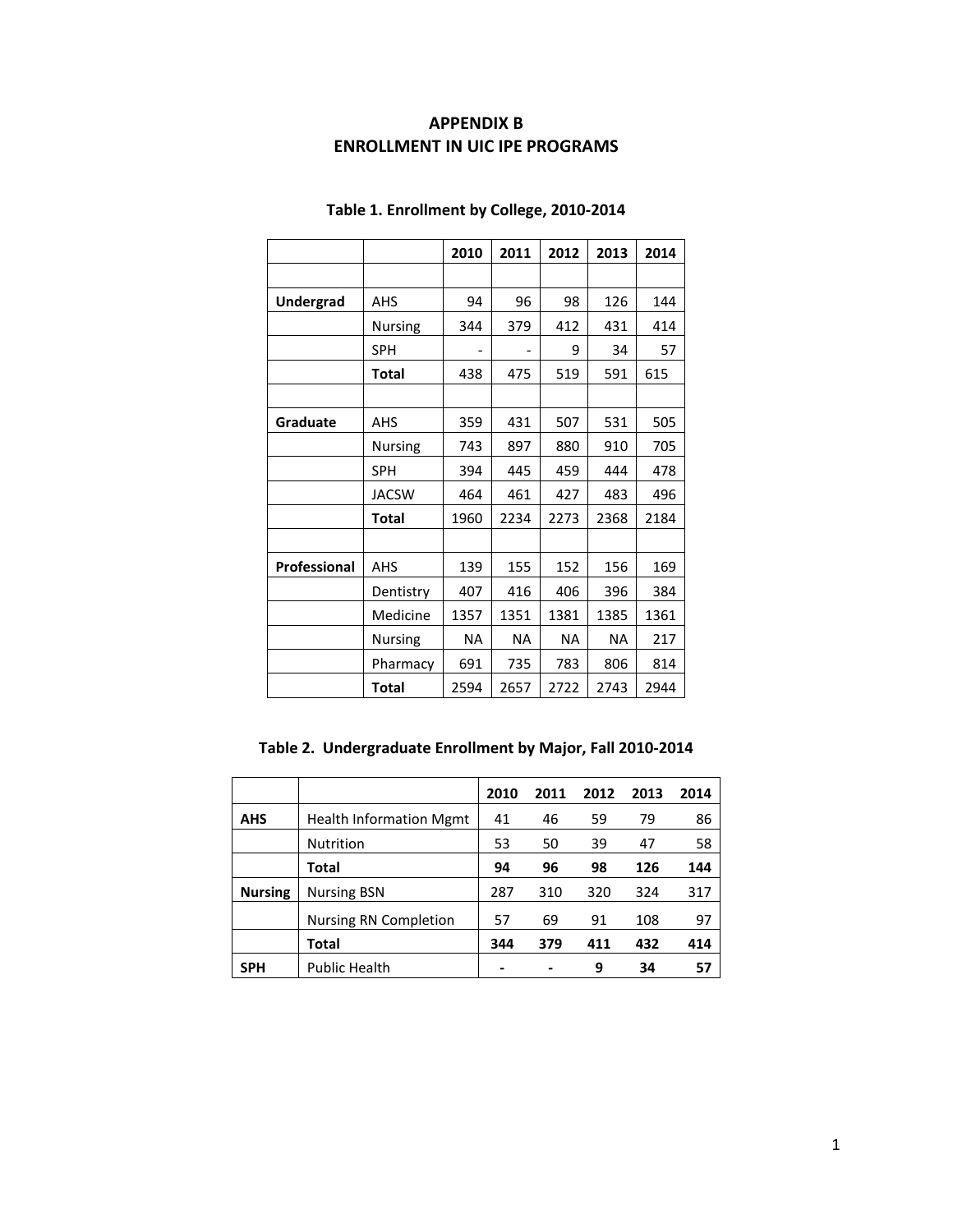# APPENDIX B
# ENROLLMENT IN UIC IPE PROGRAMS

### Table 1. Enrollment by College, 2010-2014

| | | 2010 | 2011 | 2012 | 2013 | 2014 |
|---|---|---|---|---|---|---|
| | | | | | | |
| **Undergrad** | AHS | 94 | 96 | 98 | 126 | 144 |
| | Nursing | 344 | 379 | 412 | 431 | 414 |
| | SPH | - | - | 9 | 34 | 57 |
| | **Total** | 438 | 475 | 519 | 591 | 615 |
| | | | | | | |
| **Graduate** | AHS | 359 | 431 | 507 | 531 | 505 |
| | Nursing | 743 | 897 | 880 | 910 | 705 |
| | SPH | 394 | 445 | 459 | 444 | 478 |
| | JACSW | 464 | 461 | 427 | 483 | 496 |
| | **Total** | 1960 | 2234 | 2273 | 2368 | 2184 |
| | | | | | | |
| **Professional** | AHS | 139 | 155 | 152 | 156 | 169 |
| | Dentistry | 407 | 416 | 406 | 396 | 384 |
| | Medicine | 1357 | 1351 | 1381 | 1385 | 1361 |
| | Nursing | NA | NA | NA | NA | 217 |
| | Pharmacy | 691 | 735 | 783 | 806 | 814 |
| | **Total** | 2594 | 2657 | 2722 | 2743 | 2944 |

### Table 2. Undergraduate Enrollment by Major, Fall 2010-2014

| | | 2010 | 2011 | 2012 | 2013 | 2014 |
|---|---|---|---|---|---|---|
| **AHS** | Health Information Mgmt | 41 | 46 | 59 | 79 | 86 |
| | Nutrition | 53 | 50 | 39 | 47 | 58 |
| | **Total** | **94** | **96** | **98** | **126** | **144** |
| **Nursing** | Nursing BSN | 287 | 310 | 320 | 324 | 317 |
| | Nursing RN Completion | 57 | 69 | 91 | 108 | 97 |
| | **Total** | **344** | **379** | **411** | **432** | **414** |
| **SPH** | Public Health | **-** | **-** | **9** | **34** | **57** |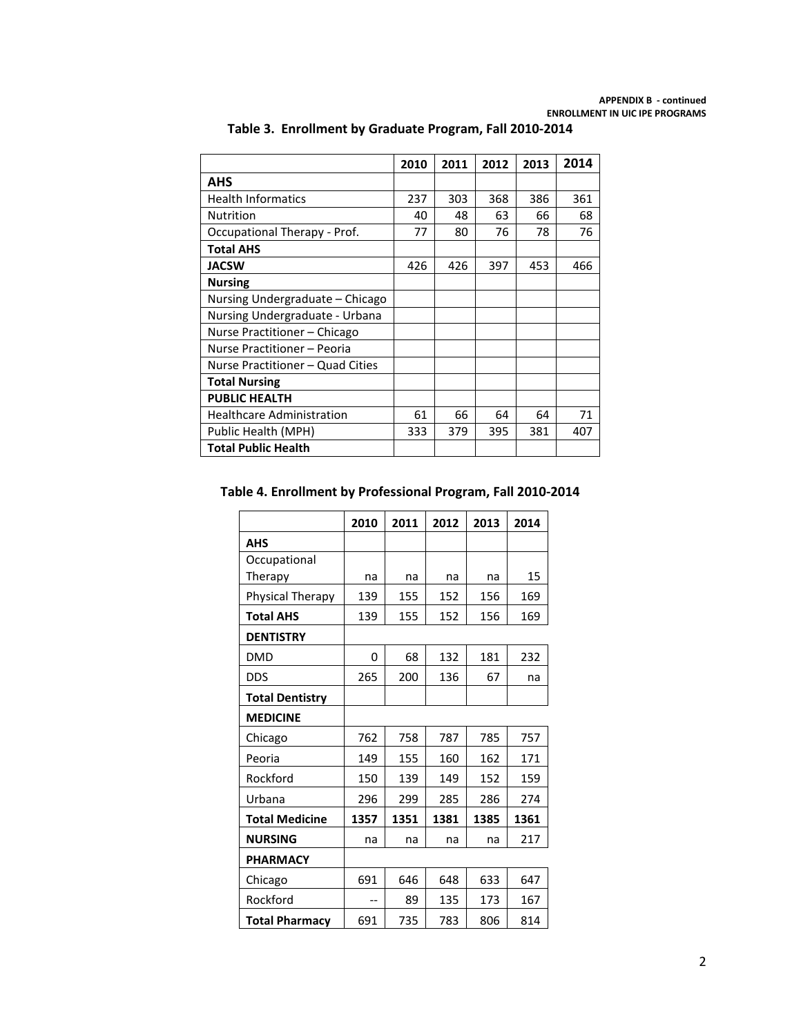APPENDIX B - continued
ENROLLMENT IN UIC IPE PROGRAMS

### Table 3. Enrollment by Graduate Program, Fall 2010-2014

| | 2010 | 2011 | 2012 | 2013 | 2014 |
|---|---|---|---|---|---|
| **AHS** | | | | | |
| Health Informatics | 237 | 303 | 368 | 386 | 361 |
| Nutrition | 40 | 48 | 63 | 66 | 68 |
| Occupational Therapy - Prof. | 77 | 80 | 76 | 78 | 76 |
| **Total AHS** | | | | | |
| **JACSW** | 426 | 426 | 397 | 453 | 466 |
| **Nursing** | | | | | |
| Nursing Undergraduate – Chicago | | | | | |
| Nursing Undergraduate - Urbana | | | | | |
| Nurse Practitioner – Chicago | | | | | |
| Nurse Practitioner – Peoria | | | | | |
| Nurse Practitioner – Quad Cities | | | | | |
| **Total Nursing** | | | | | |
| **PUBLIC HEALTH** | | | | | |
| Healthcare Administration | 61 | 66 | 64 | 64 | 71 |
| Public Health (MPH) | 333 | 379 | 395 | 381 | 407 |
| **Total Public Health** | | | | | |

### Table 4. Enrollment by Professional Program, Fall 2010-2014

| | 2010 | 2011 | 2012 | 2013 | 2014 |
|---|---|---|---|---|---|
| **AHS** | | | | | |
| Occupational Therapy | na | na | na | na | 15 |
| Physical Therapy | 139 | 155 | 152 | 156 | 169 |
| **Total AHS** | 139 | 155 | 152 | 156 | 169 |
| **DENTISTRY** | | | | | |
| DMD | 0 | 68 | 132 | 181 | 232 |
| DDS | 265 | 200 | 136 | 67 | na |
| **Total Dentistry** | | | | | |
| **MEDICINE** | | | | | |
| Chicago | 762 | 758 | 787 | 785 | 757 |
| Peoria | 149 | 155 | 160 | 162 | 171 |
| Rockford | 150 | 139 | 149 | 152 | 159 |
| Urbana | 296 | 299 | 285 | 286 | 274 |
| **Total Medicine** | **1357** | **1351** | **1381** | **1385** | **1361** |
| **NURSING** | na | na | na | na | 217 |
| **PHARMACY** | | | | | |
| Chicago | 691 | 646 | 648 | 633 | 647 |
| Rockford | -- | 89 | 135 | 173 | 167 |
| **Total Pharmacy** | 691 | 735 | 783 | 806 | 814 |